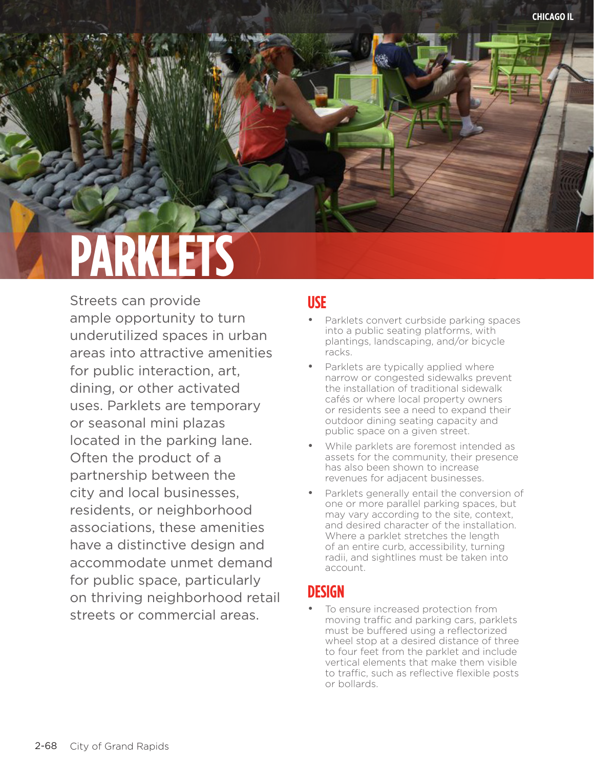# PARKLETS

Streets can provide ample opportunity to turn underutilized spaces in urban areas into attractive amenities for public interaction, art, dining, or other activated uses. Parklets are temporary or seasonal mini plazas located in the parking lane. Often the product of a partnership between the city and local businesses, residents, or neighborhood associations, these amenities have a distinctive design and accommodate unmet demand for public space, particularly on thriving neighborhood retail streets or commercial areas.

## USE

- Parklets convert curbside parking spaces into a public seating platforms, with plantings, landscaping, and/or bicycle racks.
- Parklets are typically applied where narrow or congested sidewalks prevent the installation of traditional sidewalk cafés or where local property owners or residents see a need to expand their outdoor dining seating capacity and public space on a given street.
- While parklets are foremost intended as assets for the community, their presence has also been shown to increase revenues for adjacent businesses.
- Parklets generally entail the conversion of one or more parallel parking spaces, but may vary according to the site, context, and desired character of the installation. Where a parklet stretches the length of an entire curb, accessibility, turning radii, and sightlines must be taken into account.

## DESIGN

- To ensure increased protection from moving traffic and parking cars, parklets must be buffered using a reflectorized wheel stop at a desired distance of three to four feet from the parklet and include vertical elements that make them visible to traffic, such as reflective flexible posts or bollards.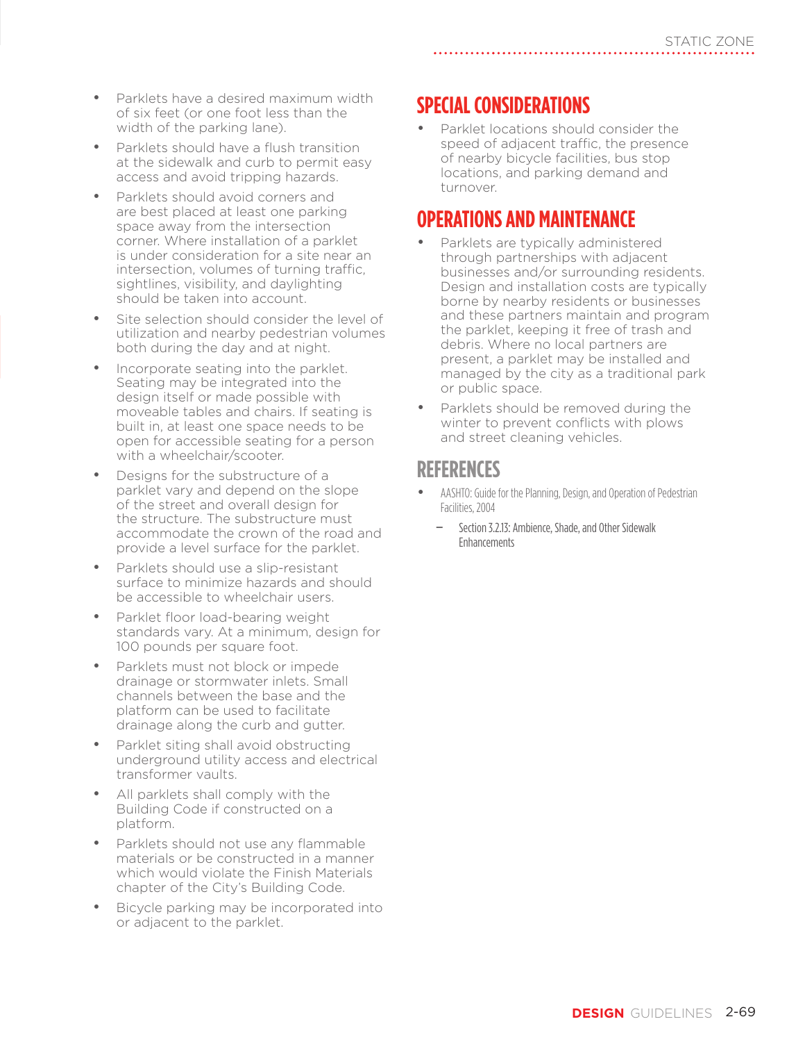- Parklets have a desired maximum width of six feet (or one foot less than the width of the parking lane).
- Parklets should have a flush transition at the sidewalk and curb to permit easy access and avoid tripping hazards.
- Parklets should avoid corners and are best placed at least one parking space away from the intersection corner. Where installation of a parklet is under consideration for a site near an intersection, volumes of turning traffic, sightlines, visibility, and daylighting should be taken into account.
- Site selection should consider the level of utilization and nearby pedestrian volumes both during the day and at night.
- Incorporate seating into the parklet. Seating may be integrated into the design itself or made possible with moveable tables and chairs. If seating is built in, at least one space needs to be open for accessible seating for a person with a wheelchair/scooter.
- Designs for the substructure of a parklet vary and depend on the slope of the street and overall design for the structure. The substructure must accommodate the crown of the road and provide a level surface for the parklet.
- Parklets should use a slip-resistant surface to minimize hazards and should be accessible to wheelchair users.
- Parklet floor load-bearing weight standards vary. At a minimum, design for 100 pounds per square foot.
- Parklets must not block or impede drainage or stormwater inlets. Small channels between the base and the platform can be used to facilitate drainage along the curb and gutter.
- Parklet siting shall avoid obstructing underground utility access and electrical transformer vaults.
- All parklets shall comply with the Building Code if constructed on a platform.
- Parklets should not use any flammable materials or be constructed in a manner which would violate the Finish Materials chapter of the City's Building Code.
- Bicycle parking may be incorporated into or adjacent to the parklet.

## SPECIAL CONSIDERATIONS

- Parklet locations should consider the speed of adjacent traffic, the presence of nearby bicycle facilities, bus stop locations, and parking demand and turnover.

## OPERATIONS AND MAINTENANCE

- Parklets are typically administered through partnerships with adjacent businesses and/or surrounding residents. Design and installation costs are typically borne by nearby residents or businesses and these partners maintain and program the parklet, keeping it free of trash and debris. Where no local partners are present, a parklet may be installed and managed by the city as a traditional park or public space.
- Parklets should be removed during the winter to prevent conflicts with plows and street cleaning vehicles.

## REFERENCES

- AASHTO: Guide for the Planning, Design, and Operation of Pedestrian Facilities, 2004
  - Section 3.2.13: Ambience, Shade, and Other Sidewalk Enhancements